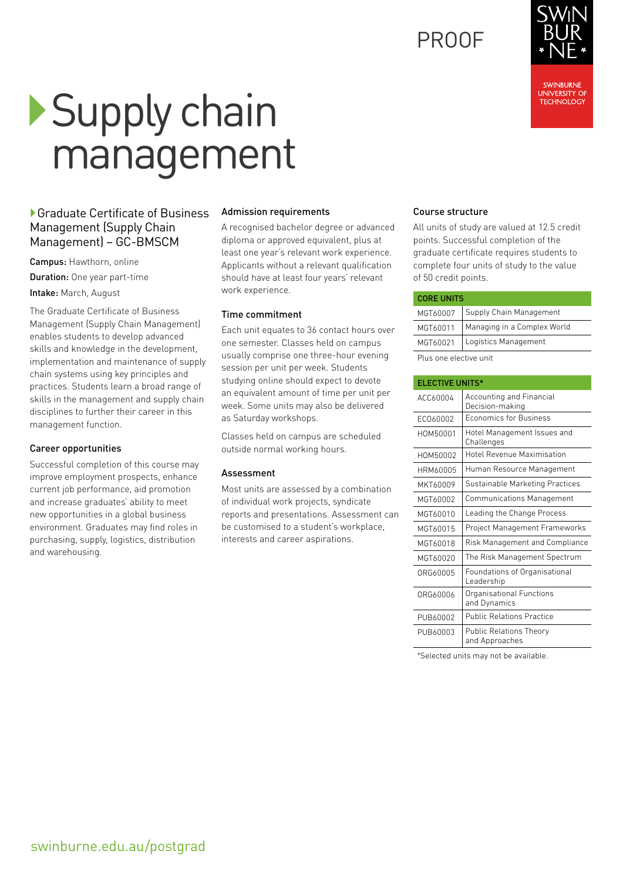PROOF

SWINBURNE UNIVERSITY OF TECHNOLOGY

# Supply chain management

## Graduate Certificate of Business Management (Supply Chain Management) – GC-BMSCM

**Campus:** Hawthorn, online

**Duration:** One year part-time

**Intake:** March, August

The Graduate Certificate of Business Management (Supply Chain Management) enables students to develop advanced skills and knowledge in the development, implementation and maintenance of supply chain systems using key principles and practices. Students learn a broad range of skills in the management and supply chain disciplines to further their career in this management function.

### Career opportunities

Successful completion of this course may improve employment prospects, enhance current job performance, aid promotion and increase graduates' ability to meet new opportunities in a global business environment. Graduates may find roles in purchasing, supply, logistics, distribution and warehousing.

### Admission requirements

A recognised bachelor degree or advanced diploma or approved equivalent, plus at least one year's relevant work experience. Applicants without a relevant qualification should have at least four years' relevant work experience.

### Time commitment

Each unit equates to 36 contact hours over one semester. Classes held on campus usually comprise one three-hour evening session per unit per week. Students studying online should expect to devote an equivalent amount of time per unit per week. Some units may also be delivered as Saturday workshops.

Classes held on campus are scheduled outside normal working hours.

### Assessment

Most units are assessed by a combination of individual work projects, syndicate reports and presentations. Assessment can be customised to a student's workplace, interests and career aspirations.

### Course structure

All units of study are valued at 12.5 credit points. Successful completion of the graduate certificate requires students to complete four units of study to the value of 50 credit points.

| CORE UNITS | |
|---|---|
| MGT60007 | Supply Chain Management |
| MGT60011 | Managing in a Complex World |
| MGT60021 | Logistics Management |

Plus one elective unit

| ELECTIVE UNITS* | |
|---|---|
| ACC60004 | Accounting and Financial Decision-making |
| ECO60002 | Economics for Business |
| HOM50001 | Hotel Management Issues and Challenges |
| HOM50002 | Hotel Revenue Maximisation |
| HRM60005 | Human Resource Management |
| MKT60009 | Sustainable Marketing Practices |
| MGT60002 | Communications Management |
| MGT60010 | Leading the Change Process |
| MGT60015 | Project Management Frameworks |
| MGT60018 | Risk Management and Compliance |
| MGT60020 | The Risk Management Spectrum |
| ORG60005 | Foundations of Organisational Leadership |
| ORG60006 | Organisational Functions and Dynamics |
| PUB60002 | Public Relations Practice |
| PUB60003 | Public Relations Theory and Approaches |

*Selected units may not be available.

swinburne.edu.au/postgrad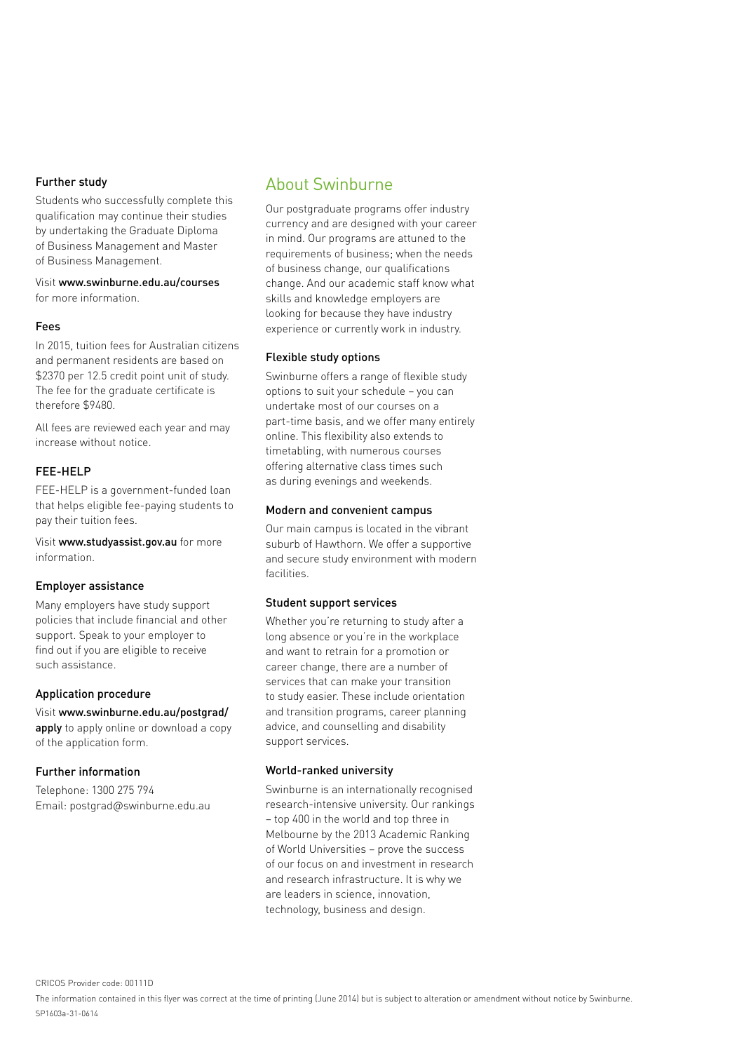### Further study

Students who successfully complete this qualification may continue their studies by undertaking the Graduate Diploma of Business Management and Master of Business Management.

Visit **www.swinburne.edu.au/courses** for more information.

### Fees

In 2015, tuition fees for Australian citizens and permanent residents are based on $2370 per 12.5 credit point unit of study. The fee for the graduate certificate is therefore $9480.

All fees are reviewed each year and may increase without notice.

### FEE-HELP

FEE-HELP is a government-funded loan that helps eligible fee-paying students to pay their tuition fees.

Visit **www.studyassist.gov.au** for more information.

### Employer assistance

Many employers have study support policies that include financial and other support. Speak to your employer to find out if you are eligible to receive such assistance.

### Application procedure

Visit **www.swinburne.edu.au/postgrad/apply** to apply online or download a copy of the application form.

### Further information

Telephone: 1300 275 794
Email: postgrad@swinburne.edu.au

## About Swinburne

Our postgraduate programs offer industry currency and are designed with your career in mind. Our programs are attuned to the requirements of business; when the needs of business change, our qualifications change. And our academic staff know what skills and knowledge employers are looking for because they have industry experience or currently work in industry.

### Flexible study options

Swinburne offers a range of flexible study options to suit your schedule – you can undertake most of our courses on a part-time basis, and we offer many entirely online. This flexibility also extends to timetabling, with numerous courses offering alternative class times such as during evenings and weekends.

### Modern and convenient campus

Our main campus is located in the vibrant suburb of Hawthorn. We offer a supportive and secure study environment with modern facilities.

### Student support services

Whether you're returning to study after a long absence or you're in the workplace and want to retrain for a promotion or career change, there are a number of services that can make your transition to study easier. These include orientation and transition programs, career planning advice, and counselling and disability support services.

### World-ranked university

Swinburne is an internationally recognised research-intensive university. Our rankings – top 400 in the world and top three in Melbourne by the 2013 Academic Ranking of World Universities – prove the success of our focus on and investment in research and research infrastructure. It is why we are leaders in science, innovation, technology, business and design.

CRICOS Provider code: 00111D

The information contained in this flyer was correct at the time of printing (June 2014) but is subject to alteration or amendment without notice by Swinburne.

SP1603a-31-0614